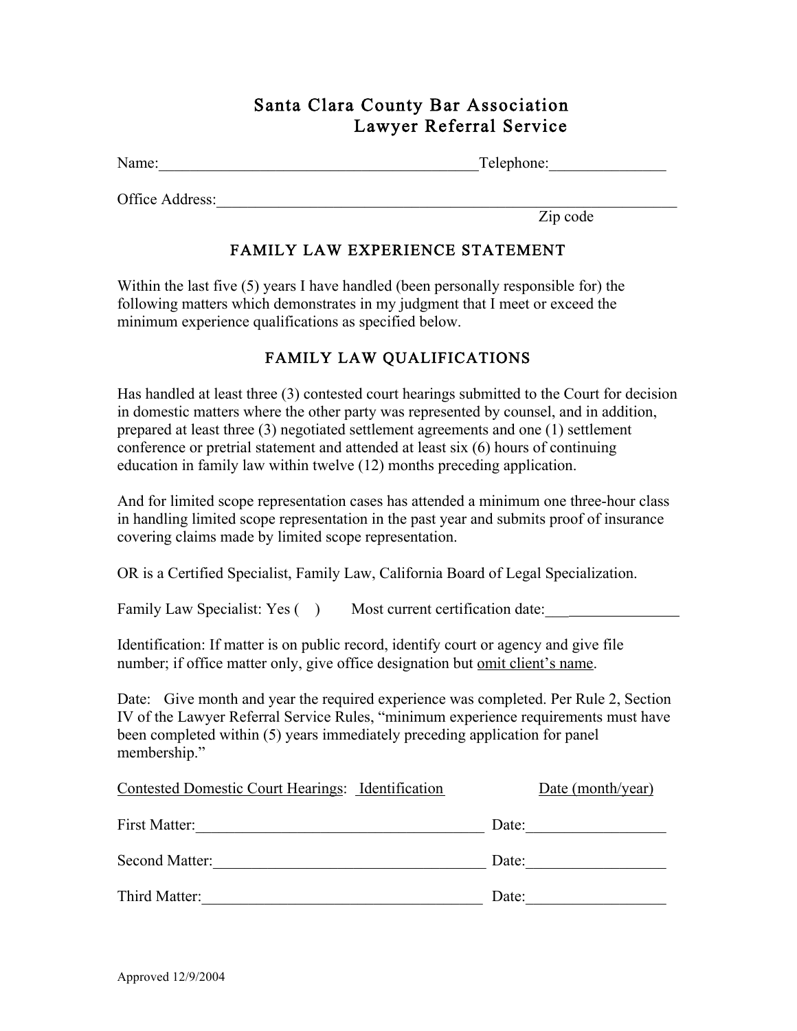# Santa Clara County Bar Association
## Lawyer Referral Service

Name:________________________________________Telephone:_______________

Office Address:____________________________________________________________
Zip code

## FAMILY LAW EXPERIENCE STATEMENT

Within the last five (5) years I have handled (been personally responsible for) the following matters which demonstrates in my judgment that I meet or exceed the minimum experience qualifications as specified below.

## FAMILY LAW QUALIFICATIONS

Has handled at least three (3) contested court hearings submitted to the Court for decision in domestic matters where the other party was represented by counsel, and in addition, prepared at least three (3) negotiated settlement agreements and one (1) settlement conference or pretrial statement and attended at least six (6) hours of continuing education in family law within twelve (12) months preceding application.

And for limited scope representation cases has attended a minimum one three-hour class in handling limited scope representation in the past year and submits proof of insurance covering claims made by limited scope representation.

OR is a Certified Specialist, Family Law, California Board of Legal Specialization.

Family Law Specialist: Yes (   )  Most current certification date:__________________

Identification: If matter is on public record, identify court or agency and give file number; if office matter only, give office designation but omit client's name.

Date: Give month and year the required experience was completed. Per Rule 2, Section IV of the Lawyer Referral Service Rules, "minimum experience requirements must have been completed within (5) years immediately preceding application for panel membership."

Contested Domestic Court Hearings: Identification  Date (month/year)

First Matter:_______________________________________ Date:__________________

Second Matter:_____________________________________ Date:__________________

Third Matter:_______________________________________ Date:__________________

Approved 12/9/2004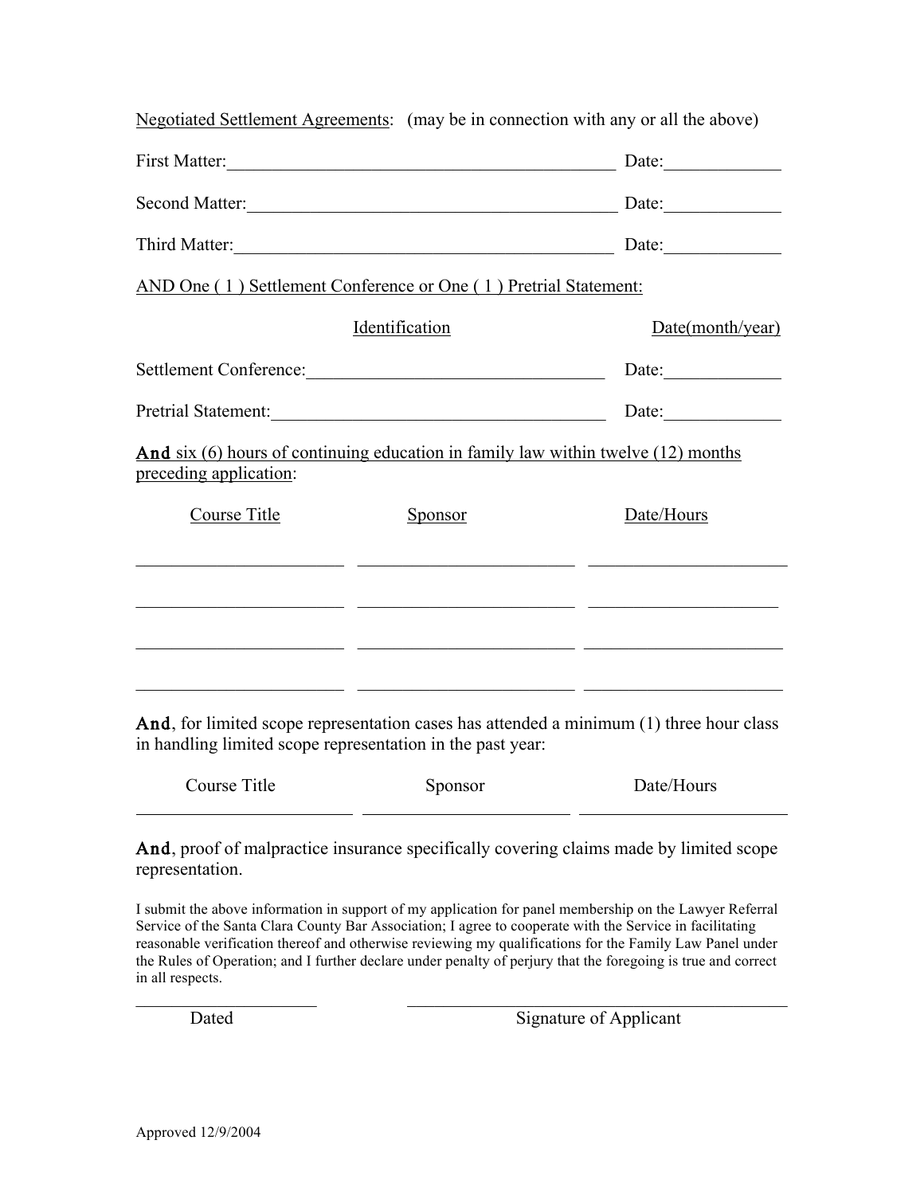<u>Negotiated Settlement Agreements</u>: (may be in connection with any or all the above)

First Matter:___________________________________________ Date:_____________

Second Matter:_________________________________________ Date:_____________

Third Matter:___________________________________________ Date:_____________

<u>AND One ( 1 ) Settlement Conference or One ( 1 ) Pretrial Statement:</u>

| | <u>Identification</u> | <u>Date(month/year)</u> |
|---|---|---|
| Settlement Conference: | _________________________________ | Date:_____________ |
| Pretrial Statement: | _____________________________________ | Date:_____________ |

<u>**And** six (6) hours of continuing education in family law within twelve (12) months preceding application</u>:

| <u>Course Title</u> | <u>Sponsor</u> | <u>Date/Hours</u> |
|---|---|---|
| | | |
| | | |
| | | |
| | | |

**And**, for limited scope representation cases has attended a minimum (1) three hour class in handling limited scope representation in the past year:

| Course Title | Sponsor | Date/Hours |
|---|---|---|
| | | |

**And**, proof of malpractice insurance specifically covering claims made by limited scope representation.

I submit the above information in support of my application for panel membership on the Lawyer Referral Service of the Santa Clara County Bar Association; I agree to cooperate with the Service in facilitating reasonable verification thereof and otherwise reviewing my qualifications for the Family Law Panel under the Rules of Operation; and I further declare under penalty of perjury that the foregoing is true and correct in all respects.

_____________________ &nbsp;&nbsp;&nbsp;&nbsp; ____________________________________________

Dated &nbsp;&nbsp;&nbsp;&nbsp; Signature of Applicant

Approved 12/9/2004